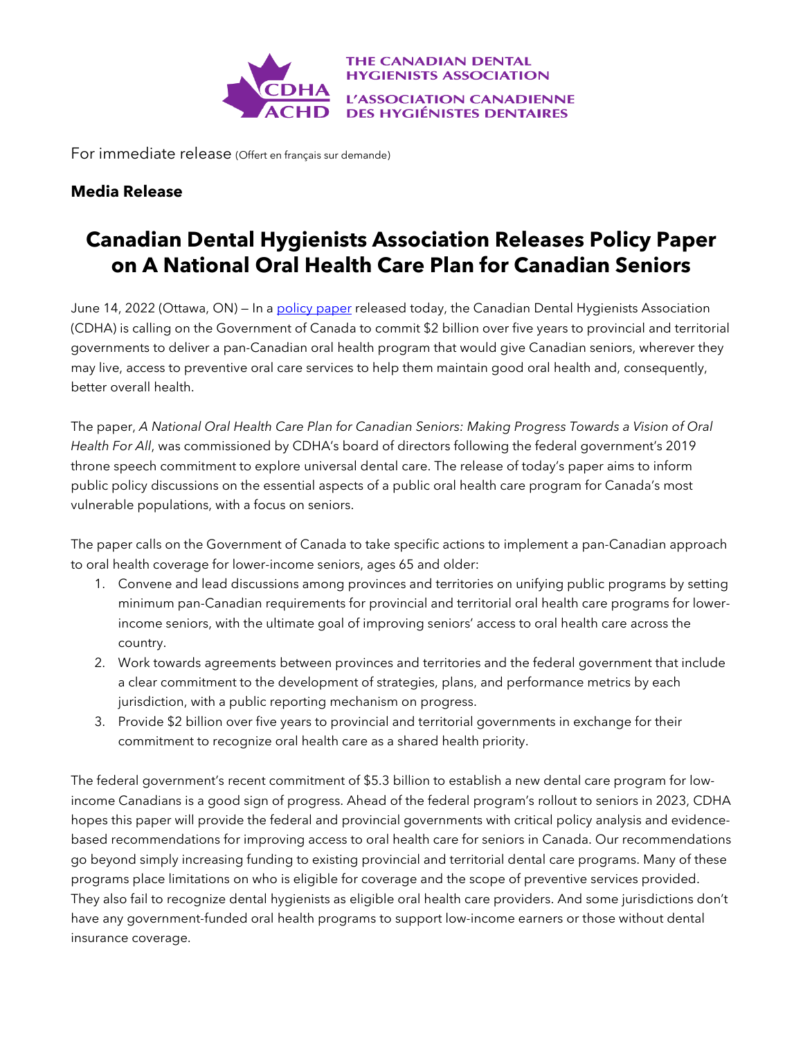THE CANADIAN DENTAL HYGIENISTS ASSOCIATION
L'ASSOCIATION CANADIENNE DES HYGIÉNISTES DENTAIRES

For immediate release (Offert en français sur demande)

**Media Release**

# Canadian Dental Hygienists Association Releases Policy Paper on A National Oral Health Care Plan for Canadian Seniors

June 14, 2022 (Ottawa, ON) — In a policy paper released today, the Canadian Dental Hygienists Association (CDHA) is calling on the Government of Canada to commit $2 billion over five years to provincial and territorial governments to deliver a pan-Canadian oral health program that would give Canadian seniors, wherever they may live, access to preventive oral care services to help them maintain good oral health and, consequently, better overall health.

The paper, *A National Oral Health Care Plan for Canadian Seniors: Making Progress Towards a Vision of Oral Health For All*, was commissioned by CDHA's board of directors following the federal government's 2019 throne speech commitment to explore universal dental care. The release of today's paper aims to inform public policy discussions on the essential aspects of a public oral health care program for Canada's most vulnerable populations, with a focus on seniors.

The paper calls on the Government of Canada to take specific actions to implement a pan-Canadian approach to oral health coverage for lower-income seniors, ages 65 and older:

1. Convene and lead discussions among provinces and territories on unifying public programs by setting minimum pan-Canadian requirements for provincial and territorial oral health care programs for lower-income seniors, with the ultimate goal of improving seniors' access to oral health care across the country.
2. Work towards agreements between provinces and territories and the federal government that include a clear commitment to the development of strategies, plans, and performance metrics by each jurisdiction, with a public reporting mechanism on progress.
3. Provide $2 billion over five years to provincial and territorial governments in exchange for their commitment to recognize oral health care as a shared health priority.

The federal government's recent commitment of $5.3 billion to establish a new dental care program for low-income Canadians is a good sign of progress. Ahead of the federal program's rollout to seniors in 2023, CDHA hopes this paper will provide the federal and provincial governments with critical policy analysis and evidence-based recommendations for improving access to oral health care for seniors in Canada. Our recommendations go beyond simply increasing funding to existing provincial and territorial dental care programs. Many of these programs place limitations on who is eligible for coverage and the scope of preventive services provided. They also fail to recognize dental hygienists as eligible oral health care providers. And some jurisdictions don't have any government-funded oral health programs to support low-income earners or those without dental insurance coverage.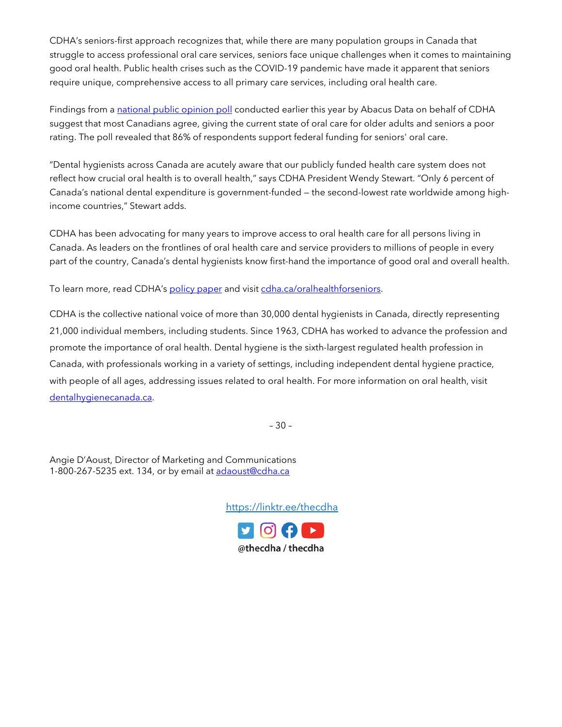CDHA's seniors-first approach recognizes that, while there are many population groups in Canada that struggle to access professional oral care services, seniors face unique challenges when it comes to maintaining good oral health. Public health crises such as the COVID-19 pandemic have made it apparent that seniors require unique, comprehensive access to all primary care services, including oral health care.

Findings from a national public opinion poll conducted earlier this year by Abacus Data on behalf of CDHA suggest that most Canadians agree, giving the current state of oral care for older adults and seniors a poor rating. The poll revealed that 86% of respondents support federal funding for seniors' oral care.

"Dental hygienists across Canada are acutely aware that our publicly funded health care system does not reflect how crucial oral health is to overall health," says CDHA President Wendy Stewart. "Only 6 percent of Canada's national dental expenditure is government-funded — the second-lowest rate worldwide among high-income countries," Stewart adds.

CDHA has been advocating for many years to improve access to oral health care for all persons living in Canada. As leaders on the frontlines of oral health care and service providers to millions of people in every part of the country, Canada's dental hygienists know first-hand the importance of good oral and overall health.

To learn more, read CDHA's policy paper and visit cdha.ca/oralhealthforseniors.

CDHA is the collective national voice of more than 30,000 dental hygienists in Canada, directly representing 21,000 individual members, including students. Since 1963, CDHA has worked to advance the profession and promote the importance of oral health. Dental hygiene is the sixth-largest regulated health profession in Canada, with professionals working in a variety of settings, including independent dental hygiene practice, with people of all ages, addressing issues related to oral health. For more information on oral health, visit dentalhygienecanada.ca.

– 30 –

Angie D'Aoust, Director of Marketing and Communications
1-800-267-5235 ext. 134, or by email at adaoust@cdha.ca

https://linktr.ee/thecdha

@thecdha / thecdha